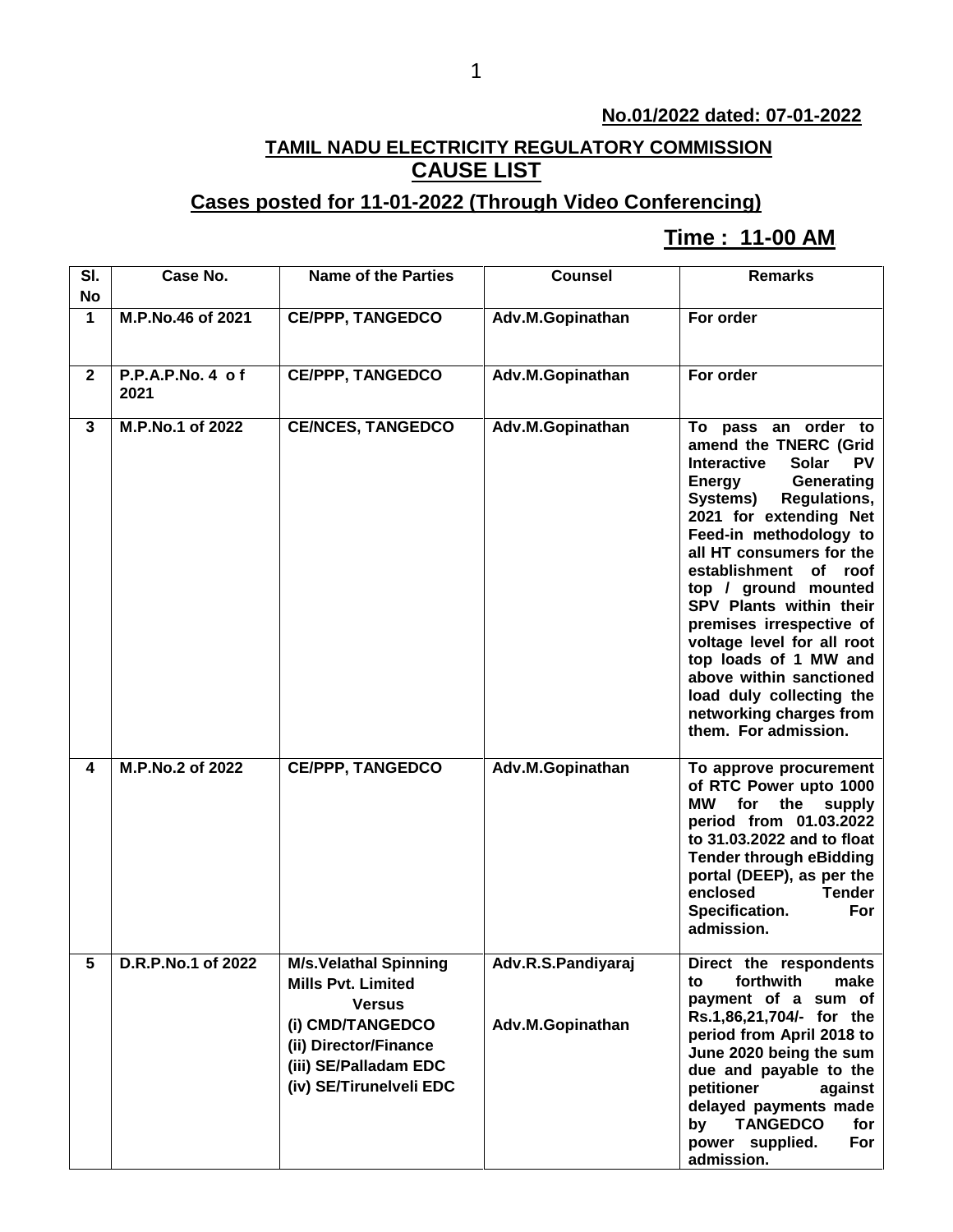**No.01/2022 dated: 07-01-2022**

## TAMIL NADU ELECTRICITY REGULATORY COMMISSION

## CAUSE LIST

### Cases posted for 11-01-2022 (Through Video Conferencing)

**Time : 11-00 AM**

| Sl. No | Case No. | Name of the Parties | Counsel | Remarks |
|---|---|---|---|---|
| 1 | M.P.No.46 of 2021 | CE/PPP, TANGEDCO | Adv.M.Gopinathan | For order |
| 2 | P.P.A.P.No. 4 of 2021 | CE/PPP, TANGEDCO | Adv.M.Gopinathan | For order |
| 3 | M.P.No.1 of 2022 | CE/NCES, TANGEDCO | Adv.M.Gopinathan | To pass an order to amend the TNERC (Grid Interactive Solar PV Energy Generating Systems) Regulations, 2021 for extending Net Feed-in methodology to all HT consumers for the establishment of roof top / ground mounted SPV Plants within their premises irrespective of voltage level for all root top loads of 1 MW and above within sanctioned load duly collecting the networking charges from them. For admission. |
| 4 | M.P.No.2 of 2022 | CE/PPP, TANGEDCO | Adv.M.Gopinathan | To approve procurement of RTC Power upto 1000 MW for the supply period from 01.03.2022 to 31.03.2022 and to float Tender through eBidding portal (DEEP), as per the enclosed Tender Specification. For admission. |
| 5 | D.R.P.No.1 of 2022 | M/s.Velathal Spinning Mills Pvt. Limited<br>Versus<br>(i) CMD/TANGEDCO<br>(ii) Director/Finance<br>(iii) SE/Palladam EDC<br>(iv) SE/Tirunelveli EDC | Adv.R.S.Pandiyaraj<br><br>Adv.M.Gopinathan | Direct the respondents to forthwith make payment of a sum of Rs.1,86,21,704/- for the period from April 2018 to June 2020 being the sum due and payable to the petitioner against delayed payments made by TANGEDCO for power supplied. For admission. |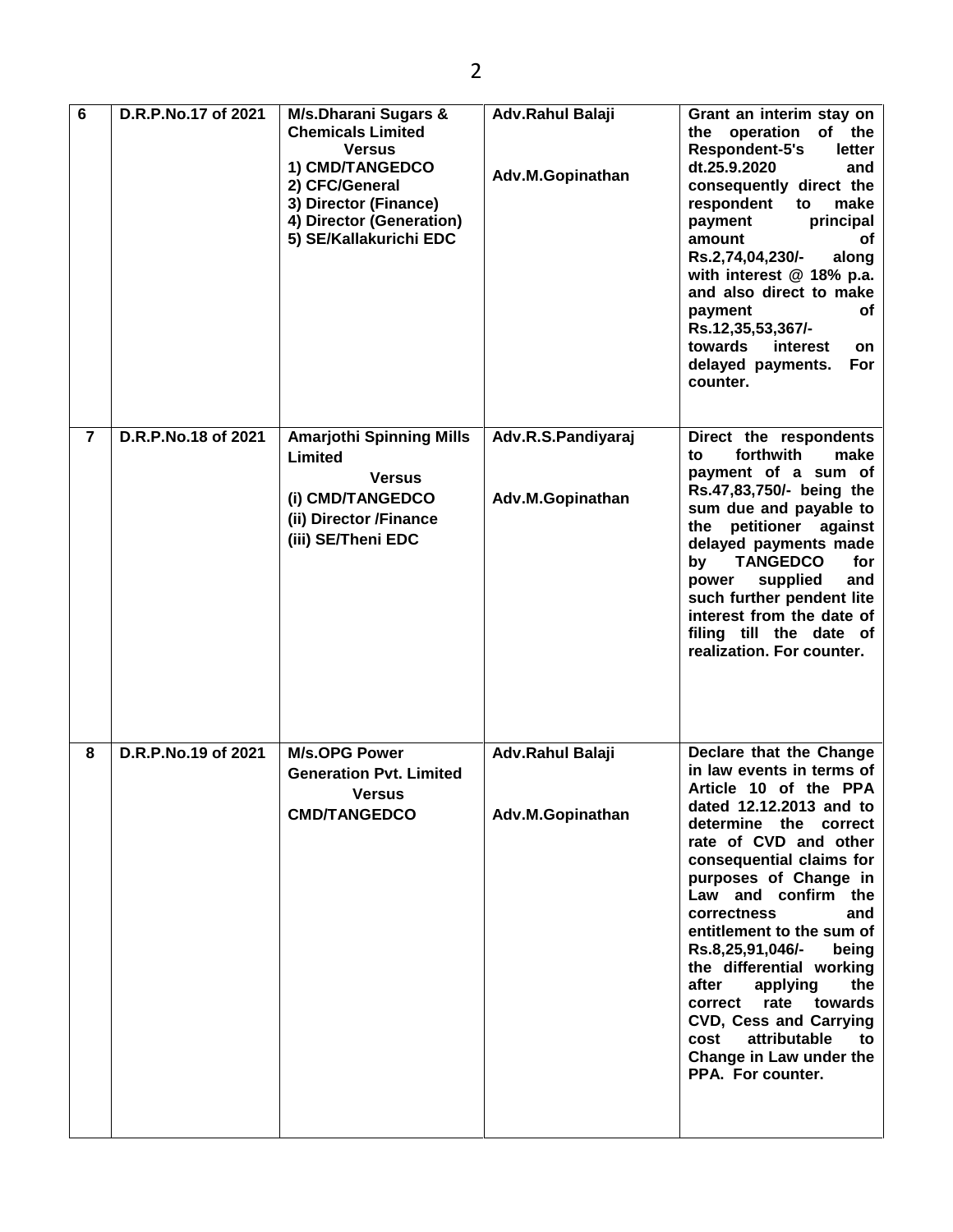| 6 | D.R.P.No.17 of 2021 | **M/s.Dharani Sugars & Chemicals Limited** Versus 1) CMD/TANGEDCO 2) CFC/General 3) Director (Finance) 4) Director (Generation) 5) SE/Kallakurichi EDC | Adv.Rahul Balaji<br><br>Adv.M.Gopinathan | Grant an interim stay on the operation of the Respondent-5's letter dt.25.9.2020 and consequently direct the respondent to make payment principal amount of Rs.2,74,04,230/- along with interest @ 18% p.a. and also direct to make payment of Rs.12,35,53,367/- towards interest on delayed payments. For counter. |
|---|---|---|---|---|
| 7 | D.R.P.No.18 of 2021 | **Amarjothi Spinning Mills Limited** Versus (i) CMD/TANGEDCO (ii) Director /Finance (iii) SE/Theni EDC | Adv.R.S.Pandiyaraj<br><br>Adv.M.Gopinathan | Direct the respondents to forthwith make payment of a sum of Rs.47,83,750/- being the sum due and payable to the petitioner against delayed payments made by TANGEDCO for power supplied and such further pendent lite interest from the date of filing till the date of realization. For counter. |
| 8 | D.R.P.No.19 of 2021 | **M/s.OPG Power Generation Pvt. Limited** Versus CMD/TANGEDCO | Adv.Rahul Balaji<br><br>Adv.M.Gopinathan | Declare that the Change in law events in terms of Article 10 of the PPA dated 12.12.2013 and to determine the correct rate of CVD and other consequential claims for purposes of Change in Law and confirm the correctness and entitlement to the sum of Rs.8,25,91,046/- being the differential working after applying the correct rate towards CVD, Cess and Carrying cost attributable to Change in Law under the PPA. For counter. |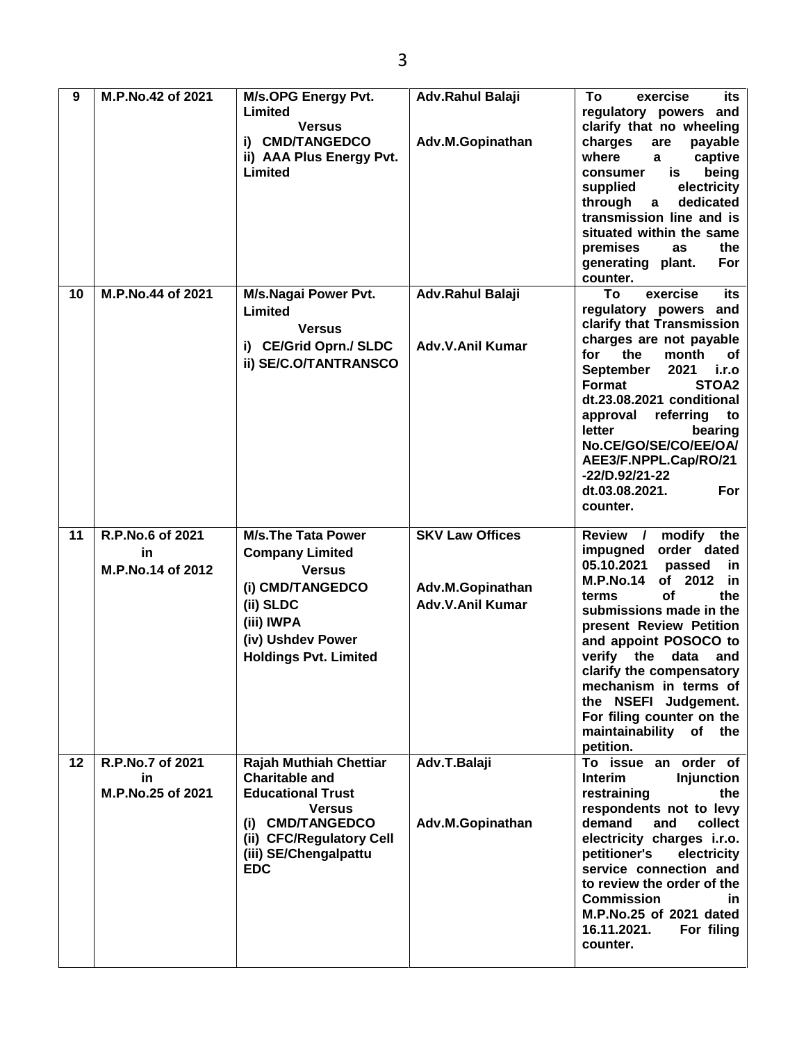| 9 | M.P.No.42 of 2021 | M/s.OPG Energy Pvt. Limited<br>Versus<br>i) CMD/TANGEDCO<br>ii) AAA Plus Energy Pvt. Limited | Adv.Rahul Balaji<br><br>Adv.M.Gopinathan | To exercise its regulatory powers and clarify that no wheeling charges are payable where a captive consumer is being supplied electricity through a dedicated transmission line and is situated within the same premises as the generating plant. For counter. |
|---|---|---|---|---|
| 10 | M.P.No.44 of 2021 | M/s.Nagai Power Pvt. Limited<br>Versus<br>i) CE/Grid Oprn./ SLDC<br>ii) SE/C.O/TANTRANSCO | Adv.Rahul Balaji<br><br>Adv.V.Anil Kumar | To exercise its regulatory powers and clarify that Transmission charges are not payable for the month of September 2021 i.r.o Format STOA2 dt.23.08.2021 conditional approval referring to letter bearing No.CE/GO/SE/CO/EE/OA/AEE3/F.NPPL.Cap/RO/21-22/D.92/21-22 dt.03.08.2021. For counter. |
| 11 | R.P.No.6 of 2021<br>in<br>M.P.No.14 of 2012 | M/s.The Tata Power Company Limited<br>Versus<br>(i) CMD/TANGEDCO<br>(ii) SLDC<br>(iii) IWPA<br>(iv) Ushdev Power Holdings Pvt. Limited | SKV Law Offices<br><br>Adv.M.Gopinathan<br>Adv.V.Anil Kumar | Review / modify the impugned order dated 05.10.2021 passed in M.P.No.14 of 2012 in terms of the submissions made in the present Review Petition and appoint POSOCO to verify the data and clarify the compensatory mechanism in terms of the NSEFI Judgement. For filing counter on the maintainability of the petition. |
| 12 | R.P.No.7 of 2021<br>in<br>M.P.No.25 of 2021 | Rajah Muthiah Chettiar Charitable and Educational Trust<br>Versus<br>(i) CMD/TANGEDCO<br>(ii) CFC/Regulatory Cell<br>(iii) SE/Chengalpattu EDC | Adv.T.Balaji<br><br>Adv.M.Gopinathan | To issue an order of Interim Injunction restraining the respondents not to levy demand and collect electricity charges i.r.o. petitioner's electricity service connection and to review the order of the Commission in M.P.No.25 of 2021 dated 16.11.2021. For filing counter. |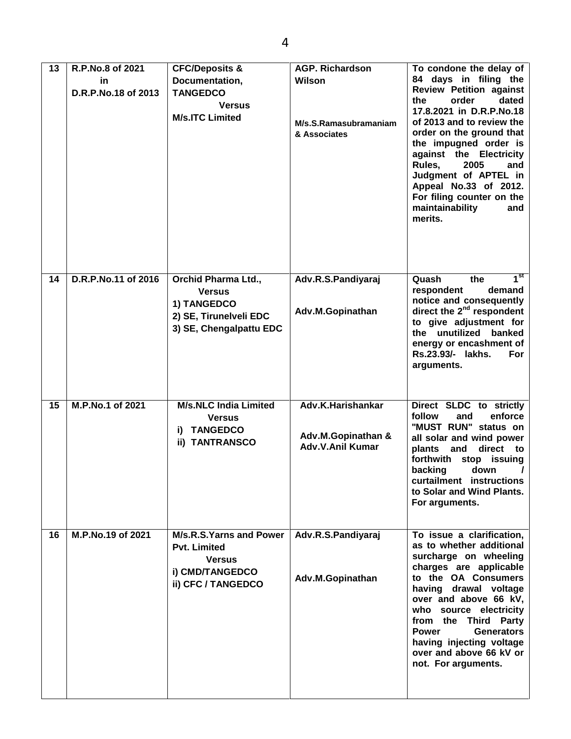| 13 | R.P.No.8 of 2021 in D.R.P.No.18 of 2013 | CFC/Deposits & Documentation, TANGEDCO Versus M/s.ITC Limited | AGP. Richardson Wilson<br><br>M/s.S.Ramasubramaniam & Associates | To condone the delay of 84 days in filing the Review Petition against the order dated 17.8.2021 in D.R.P.No.18 of 2013 and to review the order on the ground that the impugned order is against the Electricity Rules, 2005 and Judgment of APTEL in Appeal No.33 of 2012. For filing counter on the maintainability and merits. |
|---|---|---|---|---|
| 14 | D.R.P.No.11 of 2016 | Orchid Pharma Ltd., Versus 1) TANGEDCO 2) SE, Tirunelveli EDC 3) SE, Chengalpattu EDC | Adv.R.S.Pandiyaraj<br><br>Adv.M.Gopinathan | Quash the 1st respondent demand notice and consequently direct the 2nd respondent to give adjustment for the unutilized banked energy or encashment of Rs.23.93/- lakhs. For arguments. |
| 15 | M.P.No.1 of 2021 | M/s.NLC India Limited Versus i) TANGEDCO ii) TANTRANSCO | Adv.K.Harishankar<br><br>Adv.M.Gopinathan & Adv.V.Anil Kumar | Direct SLDC to strictly follow and enforce "MUST RUN" status on all solar and wind power plants and direct to forthwith stop issuing backing down / curtailment instructions to Solar and Wind Plants. For arguments. |
| 16 | M.P.No.19 of 2021 | M/s.R.S.Yarns and Power Pvt. Limited Versus i) CMD/TANGEDCO ii) CFC / TANGEDCO | Adv.R.S.Pandiyaraj<br><br>Adv.M.Gopinathan | To issue a clarification, as to whether additional surcharge on wheeling charges are applicable to the OA Consumers having drawal voltage over and above 66 kV, who source electricity from the Third Party Power Generators having injecting voltage over and above 66 kV or not. For arguments. |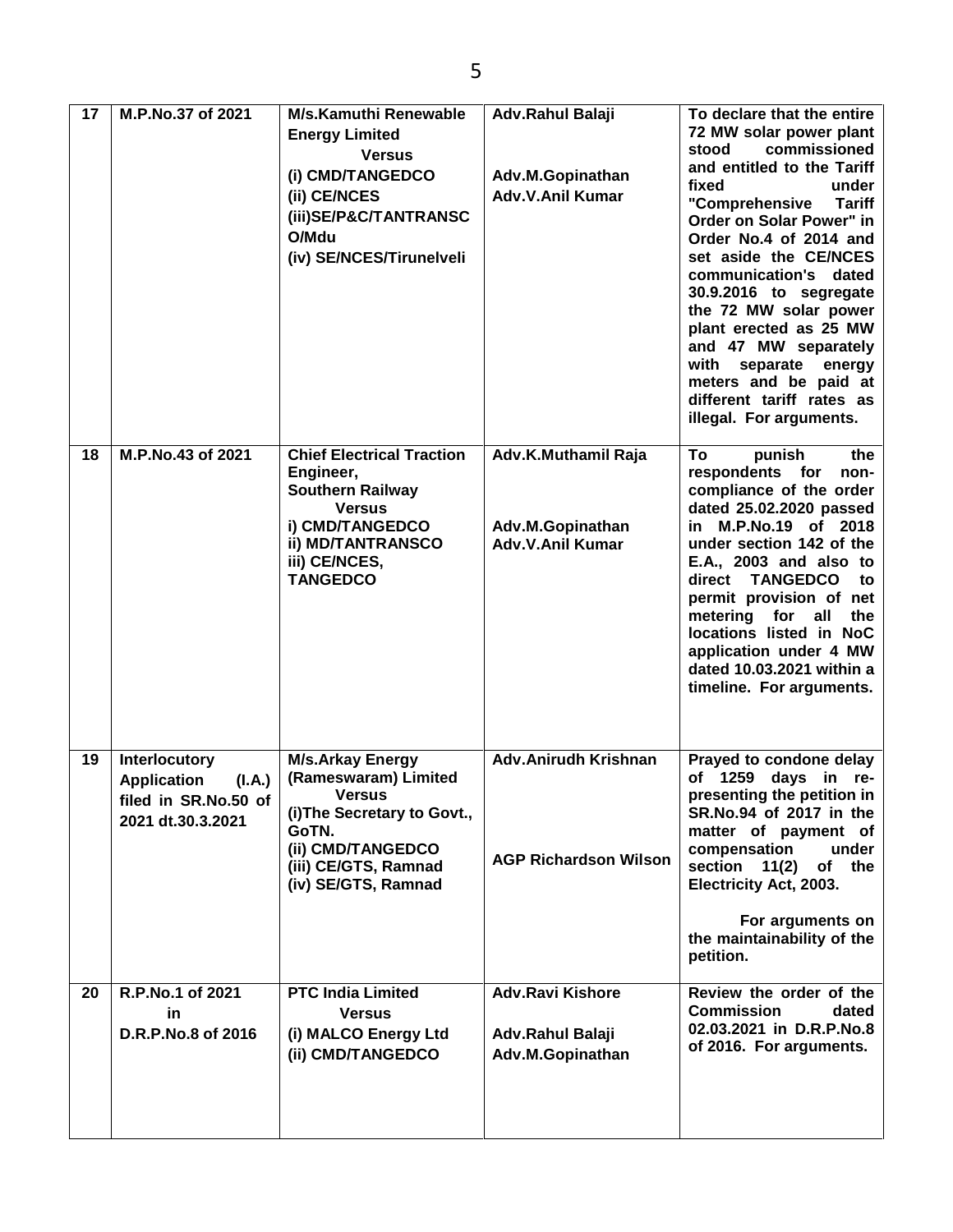| 17 | M.P.No.37 of 2021 | M/s.Kamuthi Renewable Energy Limited<br>Versus<br>(i) CMD/TANGEDCO<br>(ii) CE/NCES<br>(iii)SE/P&C/TANTRANSCO/Mdu<br>(iv) SE/NCES/Tirunelveli | Adv.Rahul Balaji<br><br>Adv.M.Gopinathan<br>Adv.V.Anil Kumar | To declare that the entire 72 MW solar power plant stood commissioned and entitled to the Tariff fixed under "Comprehensive Tariff Order on Solar Power" in Order No.4 of 2014 and set aside the CE/NCES communication's dated 30.9.2016 to segregate the 72 MW solar power plant erected as 25 MW and 47 MW separately with separate energy meters and be paid at different tariff rates as illegal. For arguments. |
|---|---|---|---|---|
| 18 | M.P.No.43 of 2021 | Chief Electrical Traction Engineer,<br>Southern Railway<br>Versus<br>i) CMD/TANGEDCO<br>ii) MD/TANTRANSCO<br>iii) CE/NCES,<br>TANGEDCO | Adv.K.Muthamil Raja<br><br>Adv.M.Gopinathan<br>Adv.V.Anil Kumar | To punish the respondents for non-compliance of the order dated 25.02.2020 passed in M.P.No.19 of 2018 under section 142 of the E.A., 2003 and also to direct TANGEDCO to permit provision of net metering for all the locations listed in NoC application under 4 MW dated 10.03.2021 within a timeline. For arguments. |
| 19 | Interlocutory Application (I.A.) filed in SR.No.50 of 2021 dt.30.3.2021 | M/s.Arkay Energy (Rameswaram) Limited<br>Versus<br>(i)The Secretary to Govt., GoTN.<br>(ii) CMD/TANGEDCO<br>(iii) CE/GTS, Ramnad<br>(iv) SE/GTS, Ramnad | Adv.Anirudh Krishnan<br><br>AGP Richardson Wilson | Prayed to condone delay of 1259 days in re-presenting the petition in SR.No.94 of 2017 in the matter of payment of compensation under section 11(2) of the Electricity Act, 2003.<br><br>For arguments on the maintainability of the petition. |
| 20 | R.P.No.1 of 2021<br>in<br>D.R.P.No.8 of 2016 | PTC India Limited<br>Versus<br>(i) MALCO Energy Ltd<br>(ii) CMD/TANGEDCO | Adv.Ravi Kishore<br><br>Adv.Rahul Balaji<br>Adv.M.Gopinathan | Review the order of the Commission dated 02.03.2021 in D.R.P.No.8 of 2016. For arguments. |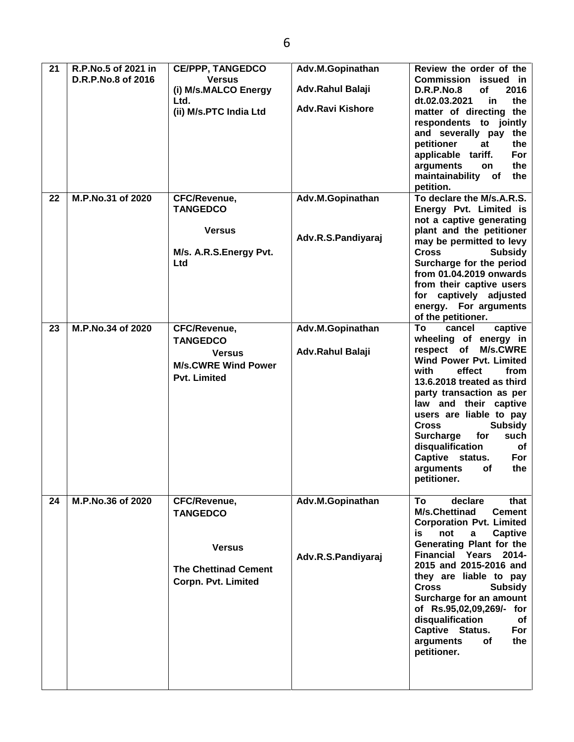| 21 | R.P.No.5 of 2021 in D.R.P.No.8 of 2016 | CE/PPP, TANGEDCO Versus (i) M/s.MALCO Energy Ltd. (ii) M/s.PTC India Ltd | Adv.M.Gopinathan Adv.Rahul Balaji Adv.Ravi Kishore | Review the order of the Commission issued in D.R.P.No.8 of 2016 dt.02.03.2021 in the matter of directing the respondents to jointly and severally pay the petitioner at the applicable tariff. For arguments on the maintainability of the petition. |
|---|---|---|---|---|
| 22 | M.P.No.31 of 2020 | CFC/Revenue, TANGEDCO Versus M/s. A.R.S.Energy Pvt. Ltd | Adv.M.Gopinathan Adv.R.S.Pandiyaraj | To declare the M/s.A.R.S. Energy Pvt. Limited is not a captive generating plant and the petitioner may be permitted to levy Cross Subsidy Surcharge for the period from 01.04.2019 onwards from their captive users for captively adjusted energy. For arguments of the petitioner. |
| 23 | M.P.No.34 of 2020 | CFC/Revenue, TANGEDCO Versus M/s.CWRE Wind Power Pvt. Limited | Adv.M.Gopinathan Adv.Rahul Balaji | To cancel captive wheeling of energy in respect of M/s.CWRE Wind Power Pvt. Limited with effect from 13.6.2018 treated as third party transaction as per law and their captive users are liable to pay Cross Subsidy Surcharge for such disqualification of Captive status. For arguments of the petitioner. |
| 24 | M.P.No.36 of 2020 | CFC/Revenue, TANGEDCO Versus The Chettinad Cement Corpn. Pvt. Limited | Adv.M.Gopinathan Adv.R.S.Pandiyaraj | To declare that M/s.Chettinad Cement Corporation Pvt. Limited is not a Captive Generating Plant for the Financial Years 2014-2015 and 2015-2016 and they are liable to pay Cross Subsidy Surcharge for an amount of Rs.95,02,09,269/- for disqualification of Captive Status. For arguments of the petitioner. |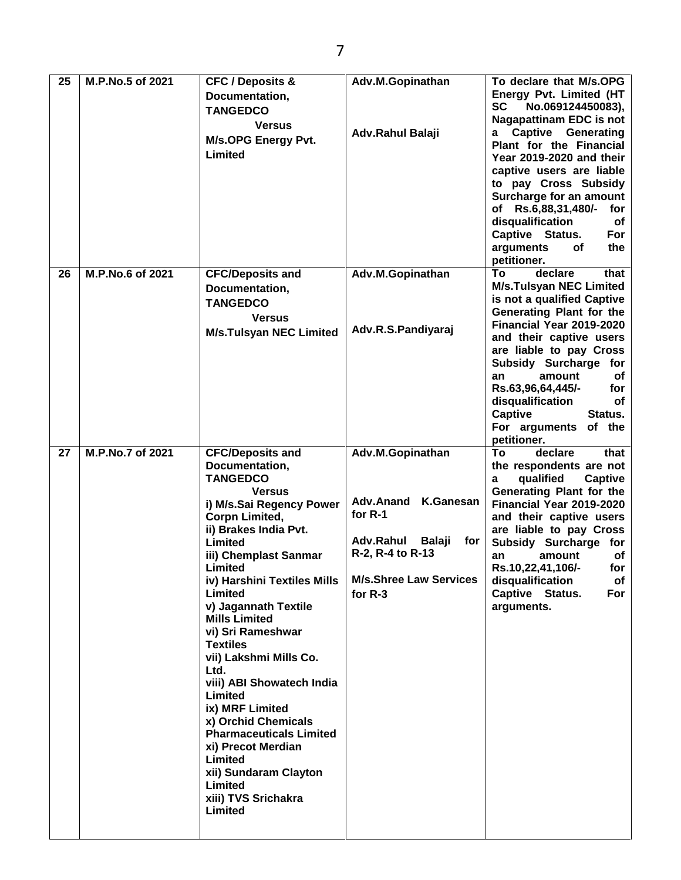| 25 | M.P.No.5 of 2021 | CFC / Deposits & Documentation, TANGEDCO<br>Versus<br>M/s.OPG Energy Pvt. Limited | Adv.M.Gopinathan<br><br>Adv.Rahul Balaji | To declare that M/s.OPG Energy Pvt. Limited (HT SC No.069124450083), Nagapattinam EDC is not a Captive Generating Plant for the Financial Year 2019-2020 and their captive users are liable to pay Cross Subsidy Surcharge for an amount of Rs.6,88,31,480/- for disqualification of Captive Status. For arguments of the petitioner. |
|---|---|---|---|---|
| 26 | M.P.No.6 of 2021 | CFC/Deposits and Documentation, TANGEDCO<br>Versus<br>M/s.Tulsyan NEC Limited | Adv.M.Gopinathan<br><br>Adv.R.S.Pandiyaraj | To declare that M/s.Tulsyan NEC Limited is not a qualified Captive Generating Plant for the Financial Year 2019-2020 and their captive users are liable to pay Cross Subsidy Surcharge for an amount of Rs.63,96,64,445/- for disqualification of Captive Status. For arguments of the petitioner. |
| 27 | M.P.No.7 of 2021 | CFC/Deposits and Documentation, TANGEDCO<br>Versus<br>i) M/s.Sai Regency Power Corpn Limited,<br>ii) Brakes India Pvt. Limited<br>iii) Chemplast Sanmar Limited<br>iv) Harshini Textiles Mills Limited<br>v) Jagannath Textile Mills Limited<br>vi) Sri Rameshwar Textiles<br>vii) Lakshmi Mills Co. Ltd.<br>viii) ABI Showatech India Limited<br>ix) MRF Limited<br>x) Orchid Chemicals Pharmaceuticals Limited<br>xi) Precot Merdian Limited<br>xii) Sundaram Clayton Limited<br>xiii) TVS Srichakra Limited | Adv.M.Gopinathan<br><br>Adv.Anand K.Ganesan for R-1<br><br>Adv.Rahul Balaji for R-2, R-4 to R-13<br><br>M/s.Shree Law Services for R-3 | To declare that the respondents are not a qualified Captive Generating Plant for the Financial Year 2019-2020 and their captive users are liable to pay Cross Subsidy Surcharge for an amount of Rs.10,22,41,106/- for disqualification of Captive Status. For arguments. |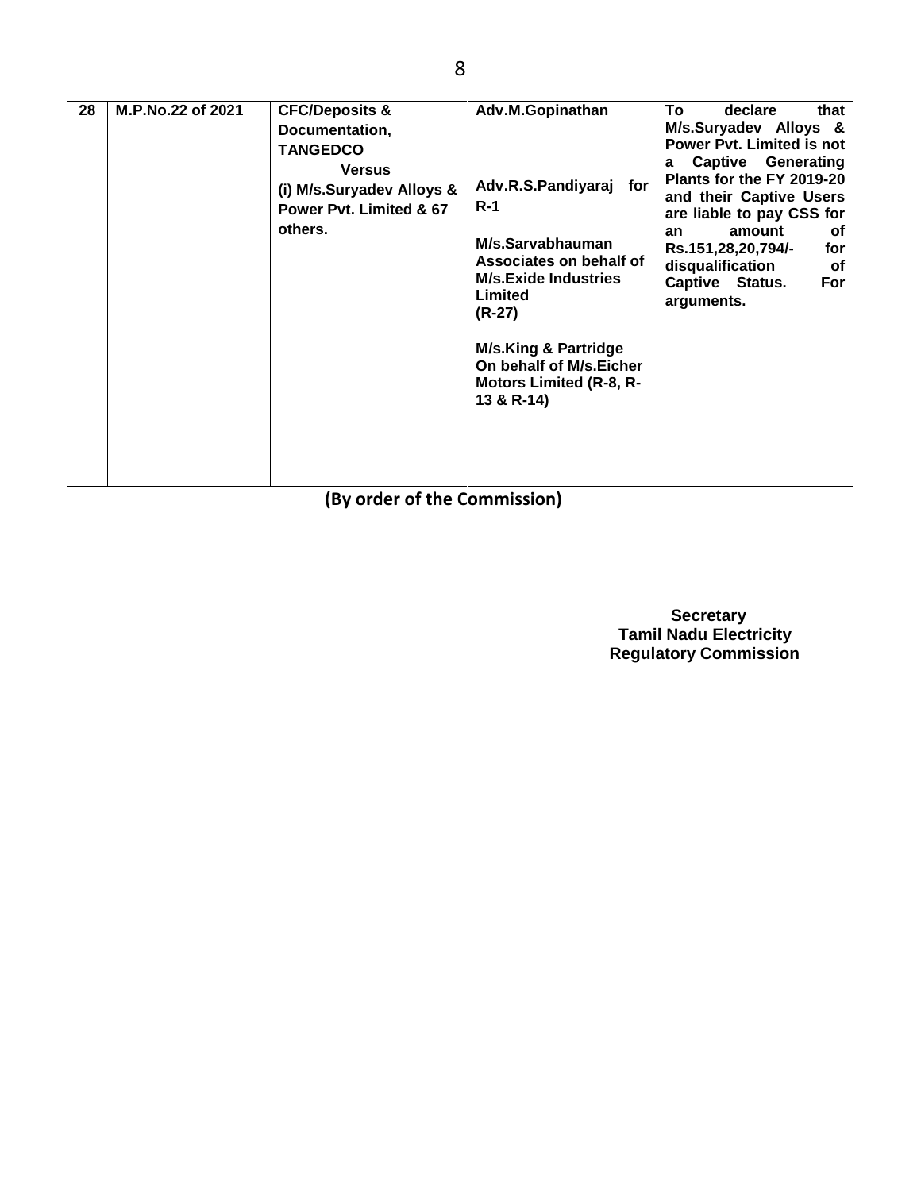| | | | | |
|---|---|---|---|---|
| **28** | **M.P.No.22 of 2021** | **CFC/Deposits & Documentation, TANGEDCO<br>Versus<br>(i) M/s.Suryadev Alloys & Power Pvt. Limited & 67 others.** | **Adv.M.Gopinathan<br><br>Adv.R.S.Pandiyaraj for R-1<br><br>M/s.Sarvabhauman Associates on behalf of M/s.Exide Industries Limited (R-27)<br><br>M/s.King & Partridge On behalf of M/s.Eicher Motors Limited (R-8, R-13 & R-14)** | **To declare that M/s.Suryadev Alloys & Power Pvt. Limited is not a Captive Generating Plants for the FY 2019-20 and their Captive Users are liable to pay CSS for an amount of Rs.151,28,20,794/- for disqualification of Captive Status. For arguments.** |

**(By order of the Commission)**

**Secretary**
**Tamil Nadu Electricity Regulatory Commission**